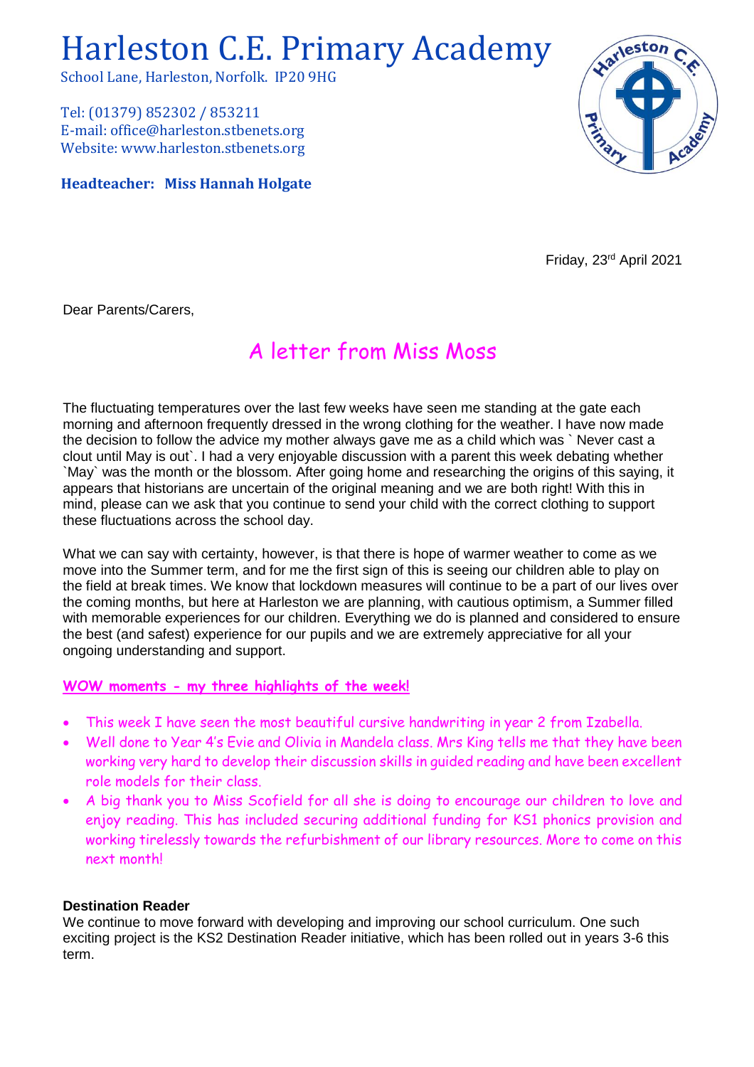# Harleston C.E. Primary Academy

School Lane, Harleston, Norfolk. IP20 9HG

Tel: (01379) 852302 / 853211
E-mail: office@harleston.stbenets.org
Website: www.harleston.stbenets.org

**Headteacher: Miss Hannah Holgate**

Friday, 23rd April 2021

Dear Parents/Carers,

## A letter from Miss Moss

The fluctuating temperatures over the last few weeks have seen me standing at the gate each morning and afternoon frequently dressed in the wrong clothing for the weather. I have now made the decision to follow the advice my mother always gave me as a child which was ` Never cast a clout until May is out`. I had a very enjoyable discussion with a parent this week debating whether `May` was the month or the blossom. After going home and researching the origins of this saying, it appears that historians are uncertain of the original meaning and we are both right! With this in mind, please can we ask that you continue to send your child with the correct clothing to support these fluctuations across the school day.

What we can say with certainty, however, is that there is hope of warmer weather to come as we move into the Summer term, and for me the first sign of this is seeing our children able to play on the field at break times. We know that lockdown measures will continue to be a part of our lives over the coming months, but here at Harleston we are planning, with cautious optimism, a Summer filled with memorable experiences for our children. Everything we do is planned and considered to ensure the best (and safest) experience for our pupils and we are extremely appreciative for all your ongoing understanding and support.

**WOW moments - my three highlights of the week!**

- This week I have seen the most beautiful cursive handwriting in year 2 from Izabella.
- Well done to Year 4's Evie and Olivia in Mandela class. Mrs King tells me that they have been working very hard to develop their discussion skills in guided reading and have been excellent role models for their class.
- A big thank you to Miss Scofield for all she is doing to encourage our children to love and enjoy reading. This has included securing additional funding for KS1 phonics provision and working tirelessly towards the refurbishment of our library resources. More to come on this next month!

**Destination Reader**

We continue to move forward with developing and improving our school curriculum. One such exciting project is the KS2 Destination Reader initiative, which has been rolled out in years 3-6 this term.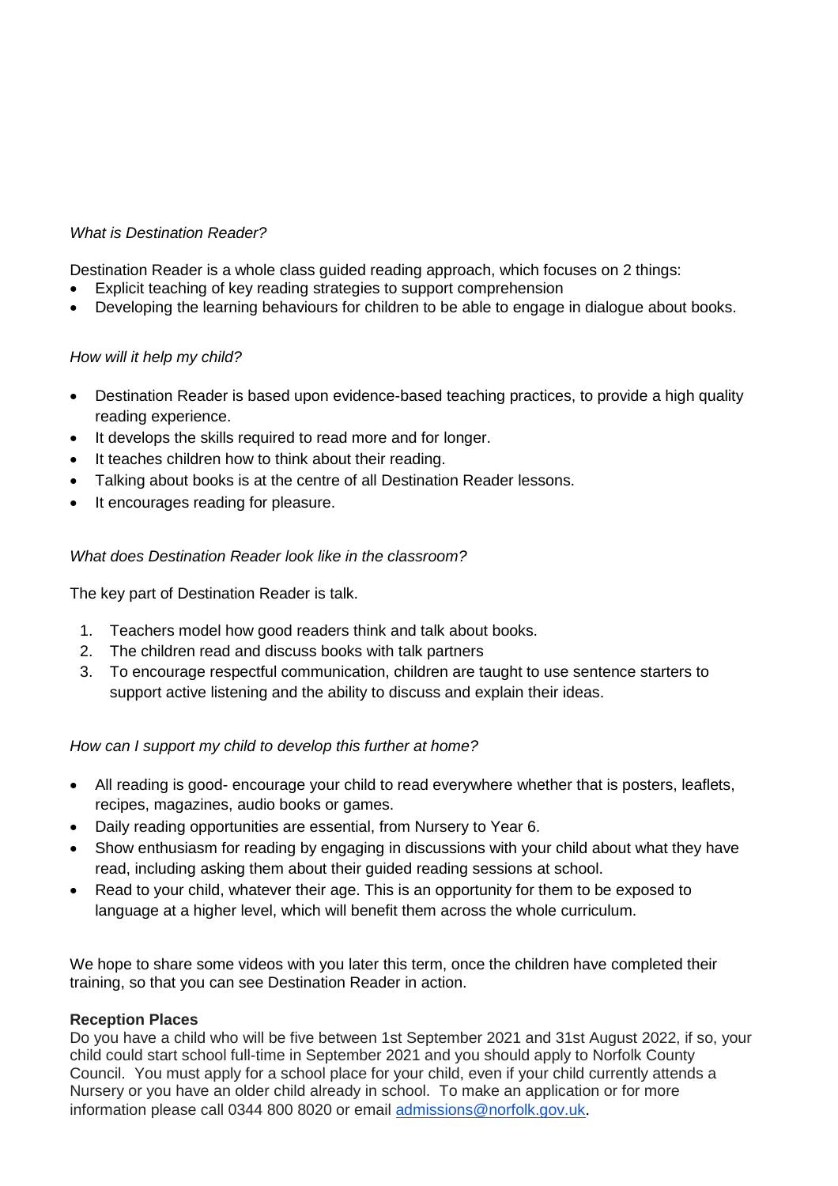*What is Destination Reader?*

Destination Reader is a whole class guided reading approach, which focuses on 2 things:

- Explicit teaching of key reading strategies to support comprehension
- Developing the learning behaviours for children to be able to engage in dialogue about books.

*How will it help my child?*

- Destination Reader is based upon evidence-based teaching practices, to provide a high quality reading experience.
- It develops the skills required to read more and for longer.
- It teaches children how to think about their reading.
- Talking about books is at the centre of all Destination Reader lessons.
- It encourages reading for pleasure.

*What does Destination Reader look like in the classroom?*

The key part of Destination Reader is talk.

1. Teachers model how good readers think and talk about books.
2. The children read and discuss books with talk partners
3. To encourage respectful communication, children are taught to use sentence starters to support active listening and the ability to discuss and explain their ideas.

*How can I support my child to develop this further at home?*

- All reading is good- encourage your child to read everywhere whether that is posters, leaflets, recipes, magazines, audio books or games.
- Daily reading opportunities are essential, from Nursery to Year 6.
- Show enthusiasm for reading by engaging in discussions with your child about what they have read, including asking them about their guided reading sessions at school.
- Read to your child, whatever their age. This is an opportunity for them to be exposed to language at a higher level, which will benefit them across the whole curriculum.

We hope to share some videos with you later this term, once the children have completed their training, so that you can see Destination Reader in action.

**Reception Places**

Do you have a child who will be five between 1st September 2021 and 31st August 2022, if so, your child could start school full-time in September 2021 and you should apply to Norfolk County Council. You must apply for a school place for your child, even if your child currently attends a Nursery or you have an older child already in school. To make an application or for more information please call 0344 800 8020 or email admissions@norfolk.gov.uk.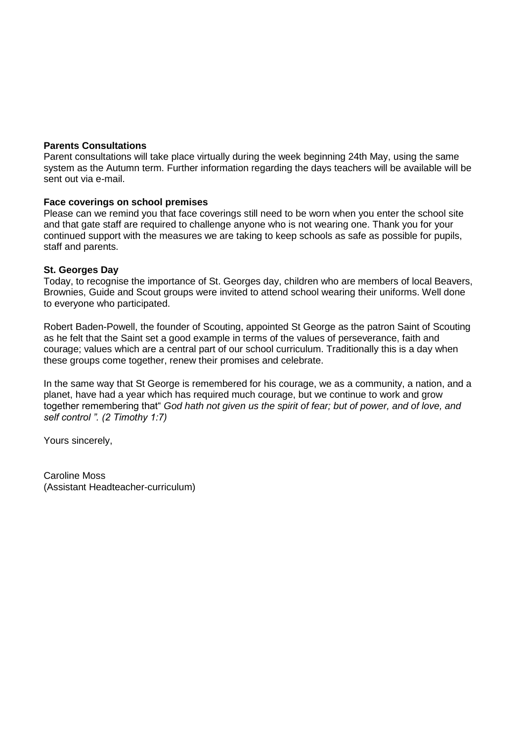**Parents Consultations**

Parent consultations will take place virtually during the week beginning 24th May, using the same system as the Autumn term. Further information regarding the days teachers will be available will be sent out via e-mail.

**Face coverings on school premises**

Please can we remind you that face coverings still need to be worn when you enter the school site and that gate staff are required to challenge anyone who is not wearing one. Thank you for your continued support with the measures we are taking to keep schools as safe as possible for pupils, staff and parents.

**St. Georges Day**

Today, to recognise the importance of St. Georges day, children who are members of local Beavers, Brownies, Guide and Scout groups were invited to attend school wearing their uniforms. Well done to everyone who participated.

Robert Baden-Powell, the founder of Scouting, appointed St George as the patron Saint of Scouting as he felt that the Saint set a good example in terms of the values of perseverance, faith and courage; values which are a central part of our school curriculum. Traditionally this is a day when these groups come together, renew their promises and celebrate.

In the same way that St George is remembered for his courage, we as a community, a nation, and a planet, have had a year which has required much courage, but we continue to work and grow together remembering that" *God hath not given us the spirit of fear; but of power, and of love, and self control ". (2 Timothy 1:7)*

Yours sincerely,

Caroline Moss
(Assistant Headteacher-curriculum)